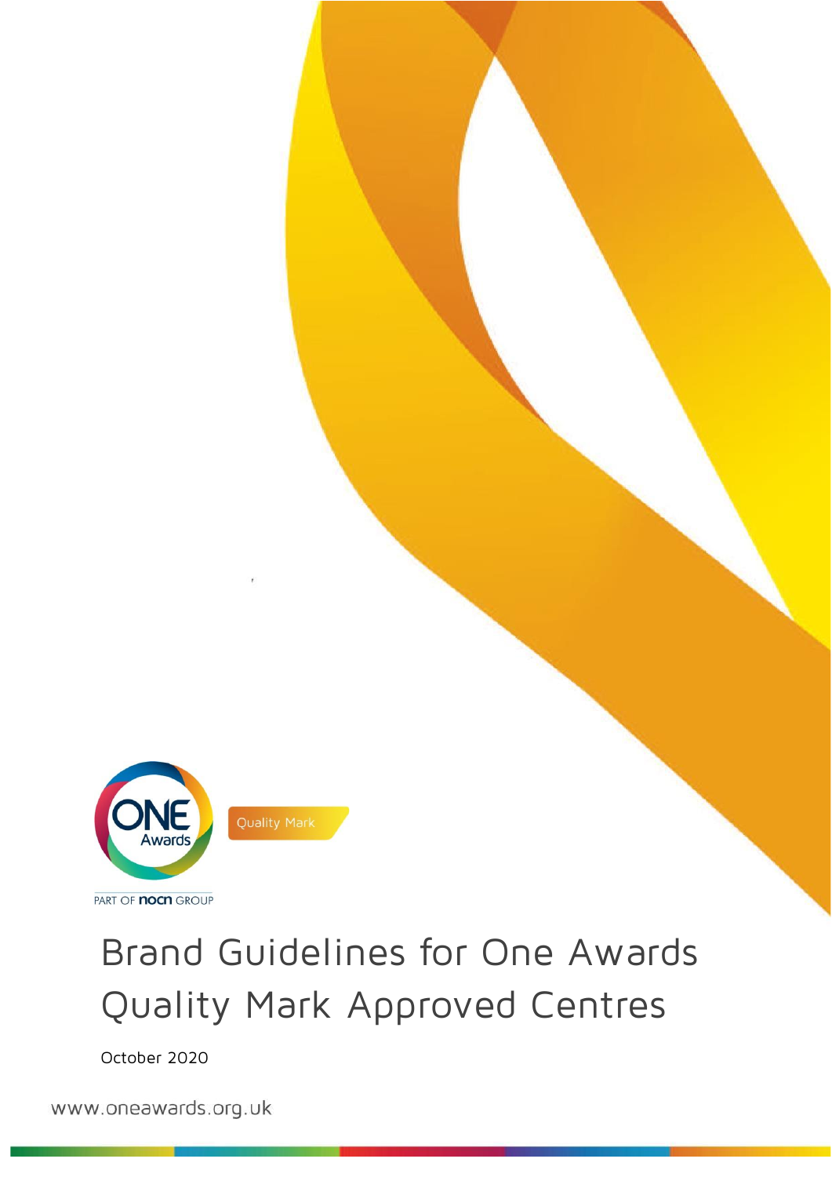ONE Awards

Quality Mark

PART OF nocn GROUP

# Brand Guidelines for One Awards Quality Mark Approved Centres

October 2020

www.oneawards.org.uk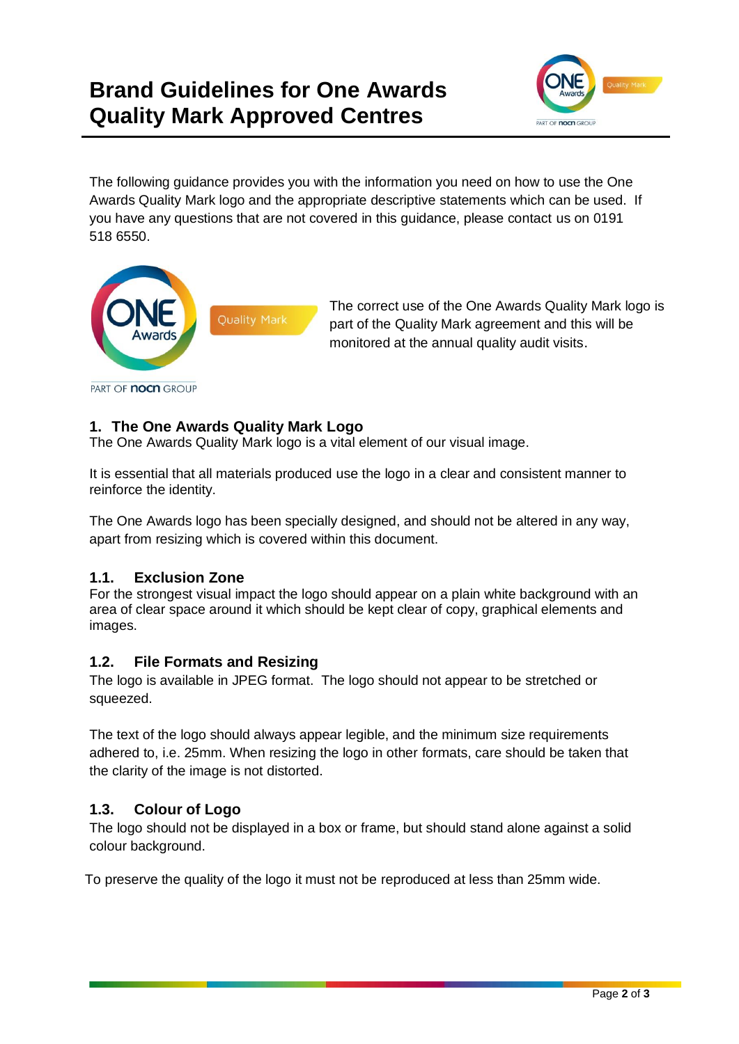# Brand Guidelines for One Awards Quality Mark Approved Centres

The following guidance provides you with the information you need on how to use the One Awards Quality Mark logo and the appropriate descriptive statements which can be used. If you have any questions that are not covered in this guidance, please contact us on 0191 518 6550.

The correct use of the One Awards Quality Mark logo is part of the Quality Mark agreement and this will be monitored at the annual quality audit visits.

## 1. The One Awards Quality Mark Logo

The One Awards Quality Mark logo is a vital element of our visual image.

It is essential that all materials produced use the logo in a clear and consistent manner to reinforce the identity.

The One Awards logo has been specially designed, and should not be altered in any way, apart from resizing which is covered within this document.

### 1.1. Exclusion Zone

For the strongest visual impact the logo should appear on a plain white background with an area of clear space around it which should be kept clear of copy, graphical elements and images.

### 1.2. File Formats and Resizing

The logo is available in JPEG format. The logo should not appear to be stretched or squeezed.

The text of the logo should always appear legible, and the minimum size requirements adhered to, i.e. 25mm. When resizing the logo in other formats, care should be taken that the clarity of the image is not distorted.

### 1.3. Colour of Logo

The logo should not be displayed in a box or frame, but should stand alone against a solid colour background.

To preserve the quality of the logo it must not be reproduced at less than 25mm wide.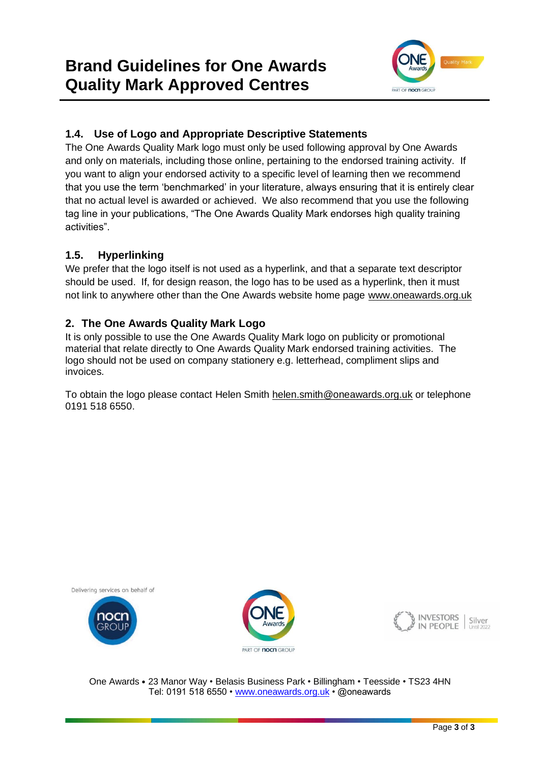## 1.4. Use of Logo and Appropriate Descriptive Statements

The One Awards Quality Mark logo must only be used following approval by One Awards and only on materials, including those online, pertaining to the endorsed training activity. If you want to align your endorsed activity to a specific level of learning then we recommend that you use the term 'benchmarked' in your literature, always ensuring that it is entirely clear that no actual level is awarded or achieved. We also recommend that you use the following tag line in your publications, "The One Awards Quality Mark endorses high quality training activities".

## 1.5. Hyperlinking

We prefer that the logo itself is not used as a hyperlink, and that a separate text descriptor should be used. If, for design reason, the logo has to be used as a hyperlink, then it must not link to anywhere other than the One Awards website home page www.oneawards.org.uk

## 2. The One Awards Quality Mark Logo

It is only possible to use the One Awards Quality Mark logo on publicity or promotional material that relate directly to One Awards Quality Mark endorsed training activities. The logo should not be used on company stationery e.g. letterhead, compliment slips and invoices.

To obtain the logo please contact Helen Smith helen.smith@oneawards.org.uk or telephone 0191 518 6550.

Delivering services on behalf of

One Awards • 23 Manor Way • Belasis Business Park • Billingham • Teesside • TS23 4HN
Tel: 0191 518 6550 • www.oneawards.org.uk • @oneawards